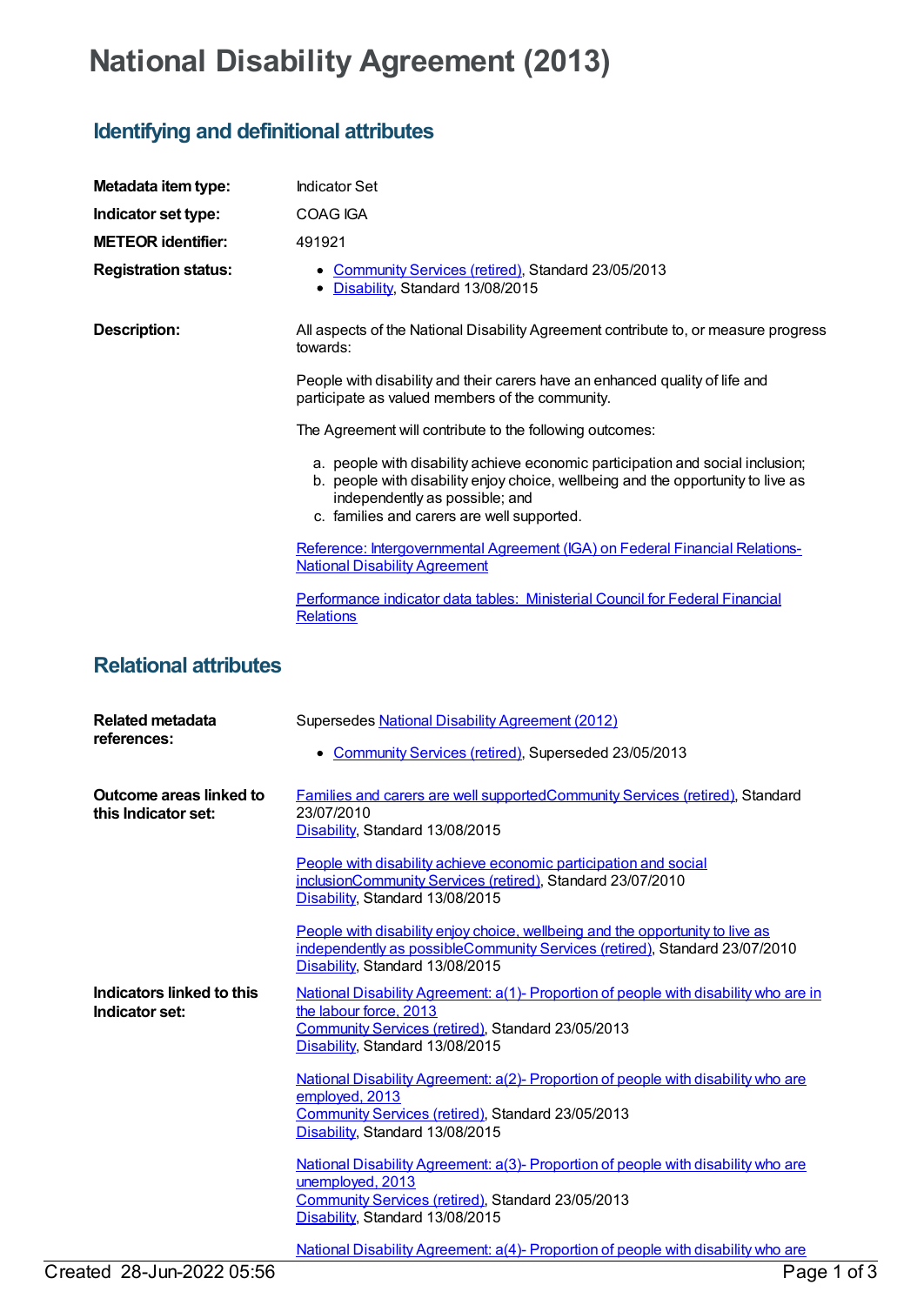# National Disability Agreement (2013)

## Identifying and definitional attributes

**Metadata item type:** Indicator Set

**Indicator set type:** COAG IGA

**METEOR identifier:** 491921

**Registration status:**

- Community Services (retired), Standard 23/05/2013
- Disability, Standard 13/08/2015

**Description:**

All aspects of the National Disability Agreement contribute to, or measure progress towards:

People with disability and their carers have an enhanced quality of life and participate as valued members of the community.

The Agreement will contribute to the following outcomes:

a. people with disability achieve economic participation and social inclusion;
b. people with disability enjoy choice, wellbeing and the opportunity to live as independently as possible; and
c. families and carers are well supported.

Reference: Intergovernmental Agreement (IGA) on Federal Financial Relations-National Disability Agreement

Performance indicator data tables: Ministerial Council for Federal Financial Relations

## Relational attributes

**Related metadata references:**

Supersedes National Disability Agreement (2012)

- Community Services (retired), Superseded 23/05/2013

**Outcome areas linked to this Indicator set:**

Families and carers are well supportedCommunity Services (retired), Standard 23/07/2010
Disability, Standard 13/08/2015

People with disability achieve economic participation and social inclusionCommunity Services (retired), Standard 23/07/2010
Disability, Standard 13/08/2015

People with disability enjoy choice, wellbeing and the opportunity to live as independently as possibleCommunity Services (retired), Standard 23/07/2010
Disability, Standard 13/08/2015

**Indicators linked to this Indicator set:**

National Disability Agreement: a(1)- Proportion of people with disability who are in the labour force, 2013
Community Services (retired), Standard 23/05/2013
Disability, Standard 13/08/2015

National Disability Agreement: a(2)- Proportion of people with disability who are employed, 2013
Community Services (retired), Standard 23/05/2013
Disability, Standard 13/08/2015

National Disability Agreement: a(3)- Proportion of people with disability who are unemployed, 2013
Community Services (retired), Standard 23/05/2013
Disability, Standard 13/08/2015

National Disability Agreement: a(4)- Proportion of people with disability who are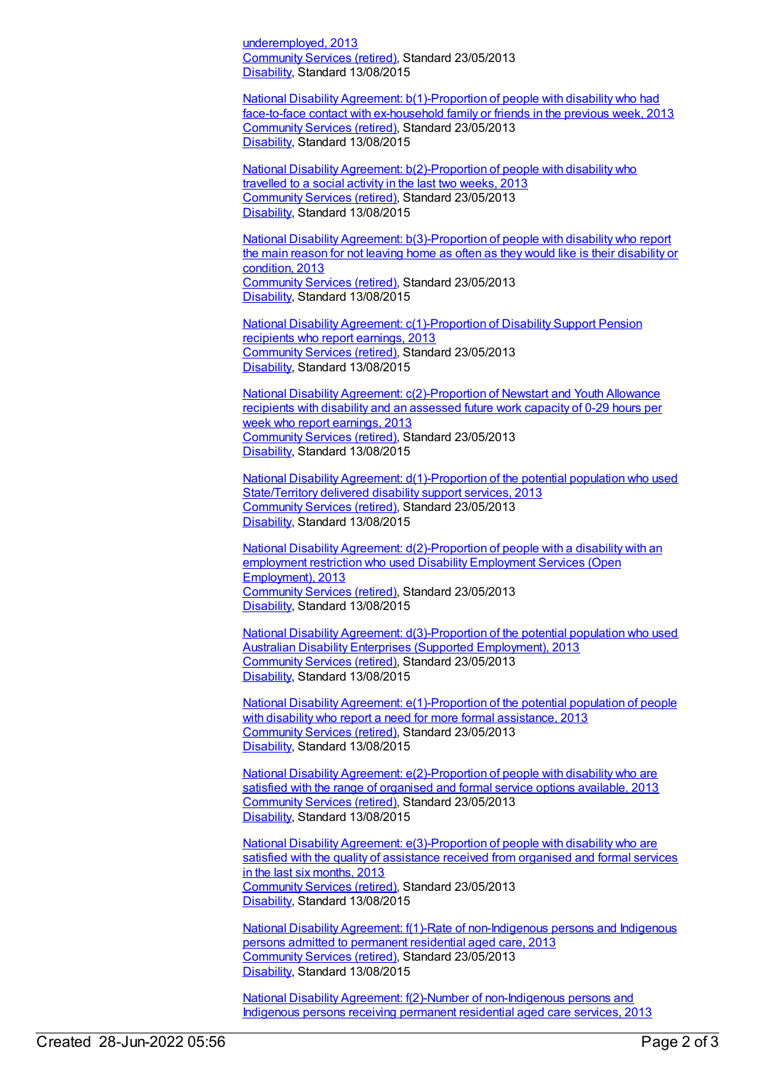underemployed, 2013
Community Services (retired), Standard 23/05/2013
Disability, Standard 13/08/2015

National Disability Agreement: b(1)-Proportion of people with disability who had face-to-face contact with ex-household family or friends in the previous week, 2013
Community Services (retired), Standard 23/05/2013
Disability, Standard 13/08/2015

National Disability Agreement: b(2)-Proportion of people with disability who travelled to a social activity in the last two weeks, 2013
Community Services (retired), Standard 23/05/2013
Disability, Standard 13/08/2015

National Disability Agreement: b(3)-Proportion of people with disability who report the main reason for not leaving home as often as they would like is their disability or condition, 2013
Community Services (retired), Standard 23/05/2013
Disability, Standard 13/08/2015

National Disability Agreement: c(1)-Proportion of Disability Support Pension recipients who report earnings, 2013
Community Services (retired), Standard 23/05/2013
Disability, Standard 13/08/2015

National Disability Agreement: c(2)-Proportion of Newstart and Youth Allowance recipients with disability and an assessed future work capacity of 0-29 hours per week who report earnings, 2013
Community Services (retired), Standard 23/05/2013
Disability, Standard 13/08/2015

National Disability Agreement: d(1)-Proportion of the potential population who used State/Territory delivered disability support services, 2013
Community Services (retired), Standard 23/05/2013
Disability, Standard 13/08/2015

National Disability Agreement: d(2)-Proportion of people with a disability with an employment restriction who used Disability Employment Services (Open Employment), 2013
Community Services (retired), Standard 23/05/2013
Disability, Standard 13/08/2015

National Disability Agreement: d(3)-Proportion of the potential population who used Australian Disability Enterprises (Supported Employment), 2013
Community Services (retired), Standard 23/05/2013
Disability, Standard 13/08/2015

National Disability Agreement: e(1)-Proportion of the potential population of people with disability who report a need for more formal assistance, 2013
Community Services (retired), Standard 23/05/2013
Disability, Standard 13/08/2015

National Disability Agreement: e(2)-Proportion of people with disability who are satisfied with the range of organised and formal service options available, 2013
Community Services (retired), Standard 23/05/2013
Disability, Standard 13/08/2015

National Disability Agreement: e(3)-Proportion of people with disability who are satisfied with the quality of assistance received from organised and formal services in the last six months, 2013
Community Services (retired), Standard 23/05/2013
Disability, Standard 13/08/2015

National Disability Agreement: f(1)-Rate of non-Indigenous persons and Indigenous persons admitted to permanent residential aged care, 2013
Community Services (retired), Standard 23/05/2013
Disability, Standard 13/08/2015

National Disability Agreement: f(2)-Number of non-Indigenous persons and Indigenous persons receiving permanent residential aged care services, 2013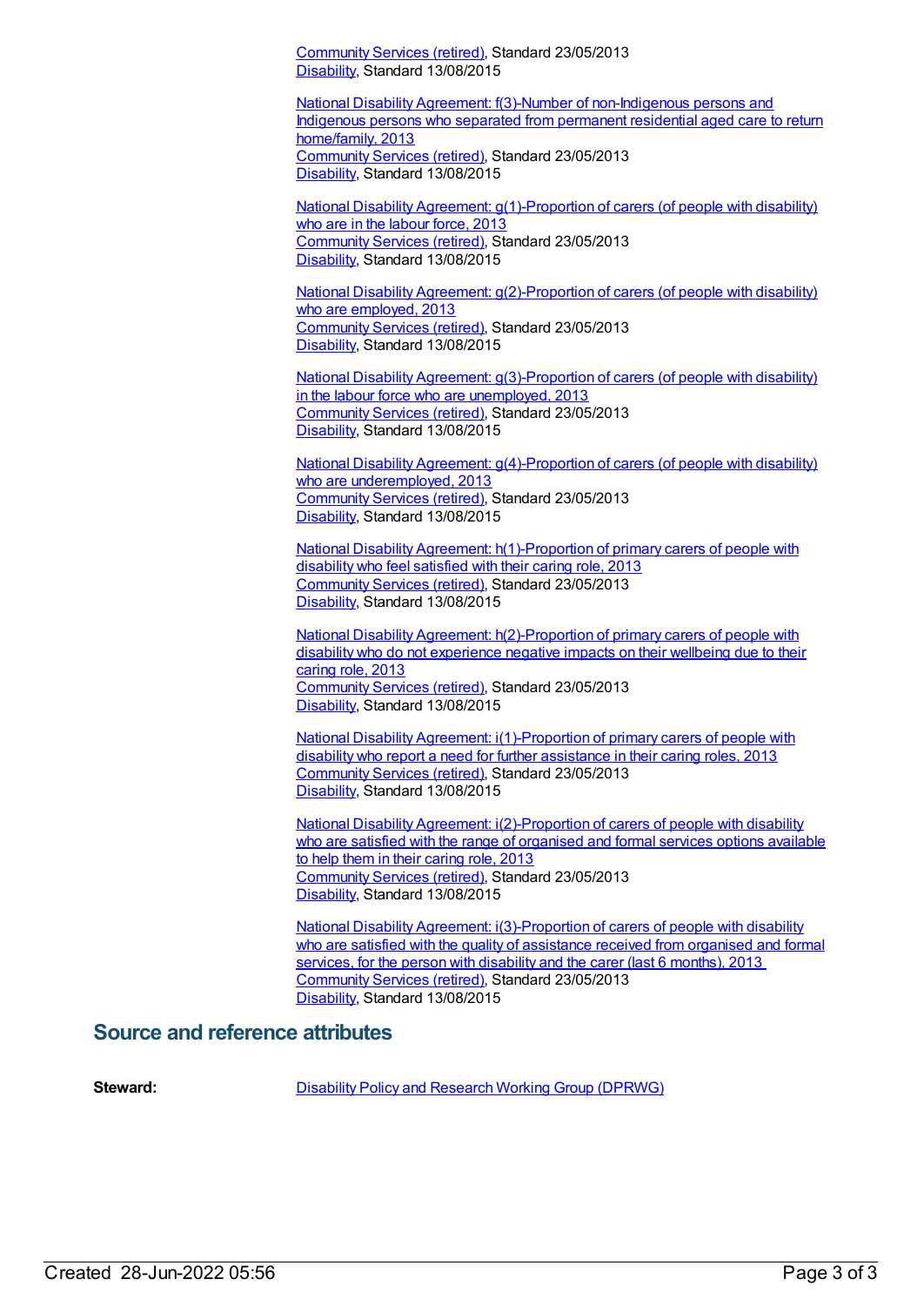Community Services (retired), Standard 23/05/2013
Disability, Standard 13/08/2015

National Disability Agreement: f(3)-Number of non-Indigenous persons and Indigenous persons who separated from permanent residential aged care to return home/family, 2013
Community Services (retired), Standard 23/05/2013
Disability, Standard 13/08/2015

National Disability Agreement: g(1)-Proportion of carers (of people with disability) who are in the labour force, 2013
Community Services (retired), Standard 23/05/2013
Disability, Standard 13/08/2015

National Disability Agreement: g(2)-Proportion of carers (of people with disability) who are employed, 2013
Community Services (retired), Standard 23/05/2013
Disability, Standard 13/08/2015

National Disability Agreement: g(3)-Proportion of carers (of people with disability) in the labour force who are unemployed, 2013
Community Services (retired), Standard 23/05/2013
Disability, Standard 13/08/2015

National Disability Agreement: g(4)-Proportion of carers (of people with disability) who are underemployed, 2013
Community Services (retired), Standard 23/05/2013
Disability, Standard 13/08/2015

National Disability Agreement: h(1)-Proportion of primary carers of people with disability who feel satisfied with their caring role, 2013
Community Services (retired), Standard 23/05/2013
Disability, Standard 13/08/2015

National Disability Agreement: h(2)-Proportion of primary carers of people with disability who do not experience negative impacts on their wellbeing due to their caring role, 2013
Community Services (retired), Standard 23/05/2013
Disability, Standard 13/08/2015

National Disability Agreement: i(1)-Proportion of primary carers of people with disability who report a need for further assistance in their caring roles, 2013
Community Services (retired), Standard 23/05/2013
Disability, Standard 13/08/2015

National Disability Agreement: i(2)-Proportion of carers of people with disability who are satisfied with the range of organised and formal services options available to help them in their caring role, 2013
Community Services (retired), Standard 23/05/2013
Disability, Standard 13/08/2015

National Disability Agreement: i(3)-Proportion of carers of people with disability who are satisfied with the quality of assistance received from organised and formal services, for the person with disability and the carer (last 6 months), 2013
Community Services (retired), Standard 23/05/2013
Disability, Standard 13/08/2015

## Source and reference attributes

**Steward:** Disability Policy and Research Working Group (DPRWG)